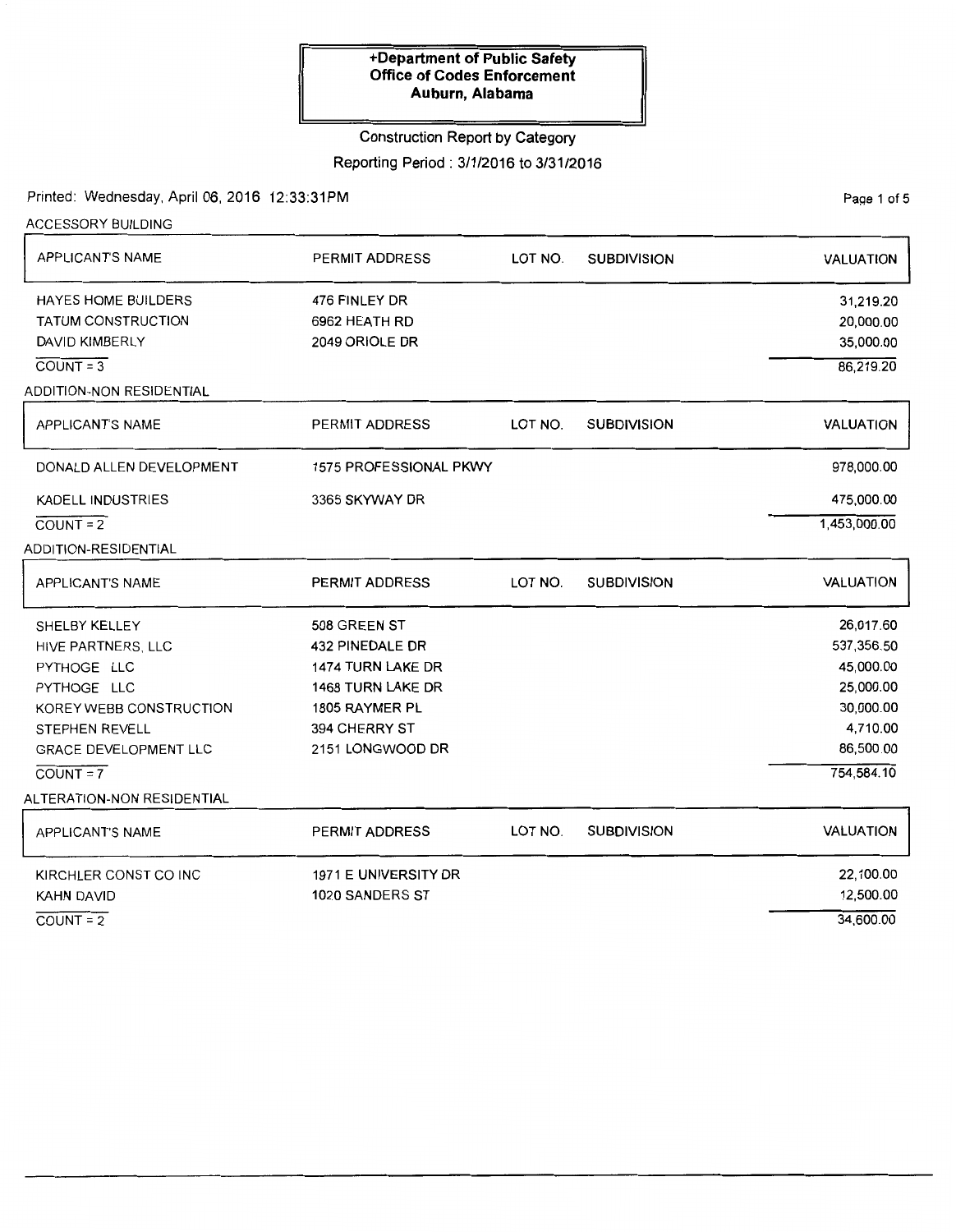# +Department of Public Safety
## Office of Codes Enforcement
## Auburn, Alabama

Construction Report by Category

Reporting Period : 3/1/2016 to 3/31/2016

Printed: Wednesday, April 06, 2016 12:33:31PM

### ACCESSORY BUILDING

| APPLICANT'S NAME | PERMIT ADDRESS | LOT NO. | SUBDIVISION | VALUATION |
|---|---|---|---|---|
| HAYES HOME BUILDERS | 476 FINLEY DR | | | 31,219.20 |
| TATUM CONSTRUCTION | 6962 HEATH RD | | | 20,000.00 |
| DAVID KIMBERLY | 2049 ORIOLE DR | | | 35,000.00 |
| COUNT = 3 | | | | 86,219.20 |

### ADDITION-NON RESIDENTIAL

| APPLICANT'S NAME | PERMIT ADDRESS | LOT NO. | SUBDIVISION | VALUATION |
|---|---|---|---|---|
| DONALD ALLEN DEVELOPMENT | 1575 PROFESSIONAL PKWY | | | 978,000.00 |
| KADELL INDUSTRIES | 3365 SKYWAY DR | | | 475,000.00 |
| COUNT = 2 | | | | 1,453,000.00 |

### ADDITION-RESIDENTIAL

| APPLICANT'S NAME | PERMIT ADDRESS | LOT NO. | SUBDIVISION | VALUATION |
|---|---|---|---|---|
| SHELBY KELLEY | 508 GREEN ST | | | 26,017.60 |
| HIVE PARTNERS, LLC | 432 PINEDALE DR | | | 537,356.50 |
| PYTHOGE LLC | 1474 TURN LAKE DR | | | 45,000.00 |
| PYTHOGE LLC | 1468 TURN LAKE DR | | | 25,000.00 |
| KOREY WEBB CONSTRUCTION | 1805 RAYMER PL | | | 30,000.00 |
| STEPHEN REVELL | 394 CHERRY ST | | | 4,710.00 |
| GRACE DEVELOPMENT LLC | 2151 LONGWOOD DR | | | 86,500.00 |
| COUNT = 7 | | | | 754,584.10 |

### ALTERATION-NON RESIDENTIAL

| APPLICANT'S NAME | PERMIT ADDRESS | LOT NO. | SUBDIVISION | VALUATION |
|---|---|---|---|---|
| KIRCHLER CONST CO INC | 1971 E UNIVERSITY DR | | | 22,100.00 |
| KAHN DAVID | 1020 SANDERS ST | | | 12,500.00 |
| COUNT = 2 | | | | 34,600.00 |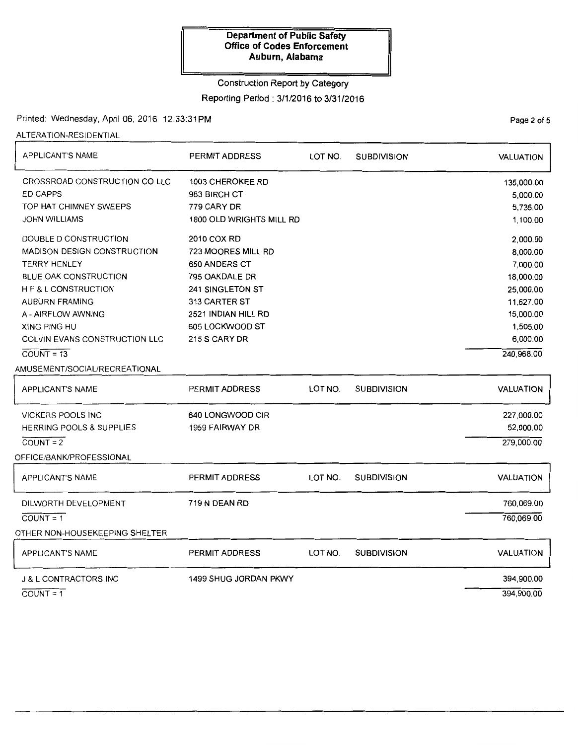**Department of Public Safety**
**Office of Codes Enforcement**
**Auburn, Alabama**

Construction Report by Category

Reporting Period : 3/1/2016 to 3/31/2016

Printed: Wednesday, April 06, 2016 12:33:31PM

ALTERATION-RESIDENTIAL

| APPLICANT'S NAME | PERMIT ADDRESS | LOT NO. | SUBDIVISION | VALUATION |
|---|---|---|---|---|
| CROSSROAD CONSTRUCTION CO LLC | 1003 CHEROKEE RD | | | 135,000.00 |
| ED CAPPS | 983 BIRCH CT | | | 5,000.00 |
| TOP HAT CHIMNEY SWEEPS | 779 CARY DR | | | 5,736.00 |
| JOHN WILLIAMS | 1800 OLD WRIGHTS MILL RD | | | 1,100.00 |
| DOUBLE D CONSTRUCTION | 2010 COX RD | | | 2,000.00 |
| MADISON DESIGN CONSTRUCTION | 723 MOORES MILL RD | | | 8,000.00 |
| TERRY HENLEY | 650 ANDERS CT | | | 7,000.00 |
| BLUE OAK CONSTRUCTION | 795 OAKDALE DR | | | 18,000.00 |
| H F & L CONSTRUCTION | 241 SINGLETON ST | | | 25,000.00 |
| AUBURN FRAMING | 313 CARTER ST | | | 11,627.00 |
| A - AIRFLOW AWNING | 2521 INDIAN HILL RD | | | 15,000.00 |
| XING PING HU | 605 LOCKWOOD ST | | | 1,505.00 |
| COLVIN EVANS CONSTRUCTION LLC | 215 S CARY DR | | | 6,000.00 |
| COUNT = 13 | | | | 240,968.00 |

AMUSEMENT/SOCIAL/RECREATIONAL

| APPLICANT'S NAME | PERMIT ADDRESS | LOT NO. | SUBDIVISION | VALUATION |
|---|---|---|---|---|
| VICKERS POOLS INC | 640 LONGWOOD CIR | | | 227,000.00 |
| HERRING POOLS & SUPPLIES | 1959 FAIRWAY DR | | | 52,000.00 |
| COUNT = 2 | | | | 279,000.00 |

OFFICE/BANK/PROFESSIONAL

| APPLICANT'S NAME | PERMIT ADDRESS | LOT NO. | SUBDIVISION | VALUATION |
|---|---|---|---|---|
| DILWORTH DEVELOPMENT | 719 N DEAN RD | | | 760,069.00 |
| COUNT = 1 | | | | 760,069.00 |

OTHER NON-HOUSEKEEPING SHELTER

| APPLICANT'S NAME | PERMIT ADDRESS | LOT NO. | SUBDIVISION | VALUATION |
|---|---|---|---|---|
| J & L CONTRACTORS INC | 1499 SHUG JORDAN PKWY | | | 394,900.00 |
| COUNT = 1 | | | | 394,900.00 |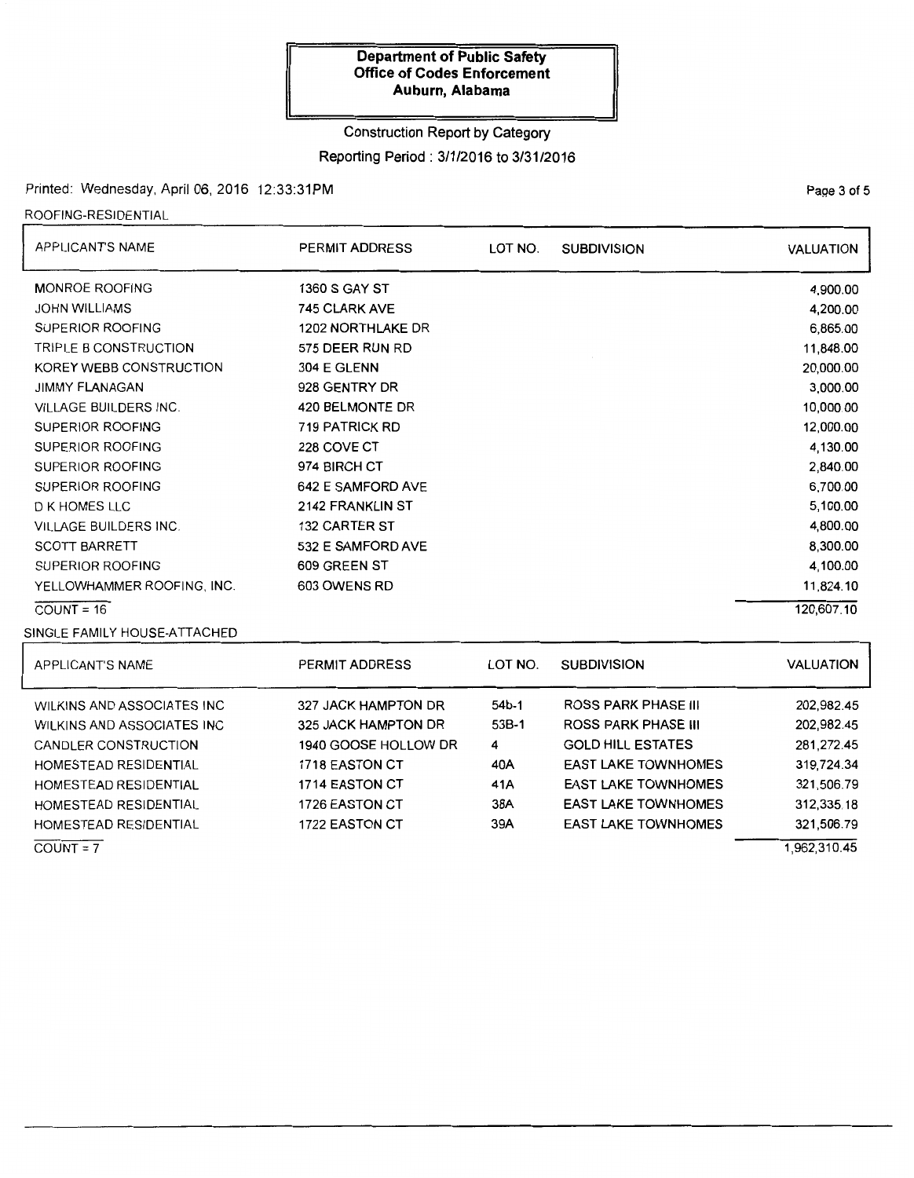**Department of Public Safety**
**Office of Codes Enforcement**
**Auburn, Alabama**

Construction Report by Category

Reporting Period : 3/1/2016 to 3/31/2016

Printed: Wednesday, April 06, 2016 12:33:31PM

ROOFING-RESIDENTIAL

| APPLICANT'S NAME | PERMIT ADDRESS | LOT NO. | SUBDIVISION | VALUATION |
|---|---|---|---|---|
| MONROE ROOFING | 1360 S GAY ST | | | 4,900.00 |
| JOHN WILLIAMS | 745 CLARK AVE | | | 4,200.00 |
| SUPERIOR ROOFING | 1202 NORTHLAKE DR | | | 6,865.00 |
| TRIPLE B CONSTRUCTION | 575 DEER RUN RD | | | 11,848.00 |
| KOREY WEBB CONSTRUCTION | 304 E GLENN | | | 20,000.00 |
| JIMMY FLANAGAN | 928 GENTRY DR | | | 3,000.00 |
| VILLAGE BUILDERS INC. | 420 BELMONTE DR | | | 10,000.00 |
| SUPERIOR ROOFING | 719 PATRICK RD | | | 12,000.00 |
| SUPERIOR ROOFING | 228 COVE CT | | | 4,130.00 |
| SUPERIOR ROOFING | 974 BIRCH CT | | | 2,840.00 |
| SUPERIOR ROOFING | 642 E SAMFORD AVE | | | 6,700.00 |
| D K HOMES LLC | 2142 FRANKLIN ST | | | 5,100.00 |
| VILLAGE BUILDERS INC. | 132 CARTER ST | | | 4,800.00 |
| SCOTT BARRETT | 532 E SAMFORD AVE | | | 8,300.00 |
| SUPERIOR ROOFING | 609 GREEN ST | | | 4,100.00 |
| YELLOWHAMMER ROOFING, INC. | 603 OWENS RD | | | 11,824.10 |
| COUNT = 16 | | | | 120,607.10 |

SINGLE FAMILY HOUSE-ATTACHED

| APPLICANT'S NAME | PERMIT ADDRESS | LOT NO. | SUBDIVISION | VALUATION |
|---|---|---|---|---|
| WILKINS AND ASSOCIATES INC | 327 JACK HAMPTON DR | 54b-1 | ROSS PARK PHASE III | 202,982.45 |
| WILKINS AND ASSOCIATES INC | 325 JACK HAMPTON DR | 53B-1 | ROSS PARK PHASE III | 202,982.45 |
| CANDLER CONSTRUCTION | 1940 GOOSE HOLLOW DR | 4 | GOLD HILL ESTATES | 281,272.45 |
| HOMESTEAD RESIDENTIAL | 1718 EASTON CT | 40A | EAST LAKE TOWNHOMES | 319,724.34 |
| HOMESTEAD RESIDENTIAL | 1714 EASTON CT | 41A | EAST LAKE TOWNHOMES | 321,506.79 |
| HOMESTEAD RESIDENTIAL | 1726 EASTON CT | 38A | EAST LAKE TOWNHOMES | 312,335.18 |
| HOMESTEAD RESIDENTIAL | 1722 EASTON CT | 39A | EAST LAKE TOWNHOMES | 321,506.79 |
| COUNT = 7 | | | | 1,962,310.45 |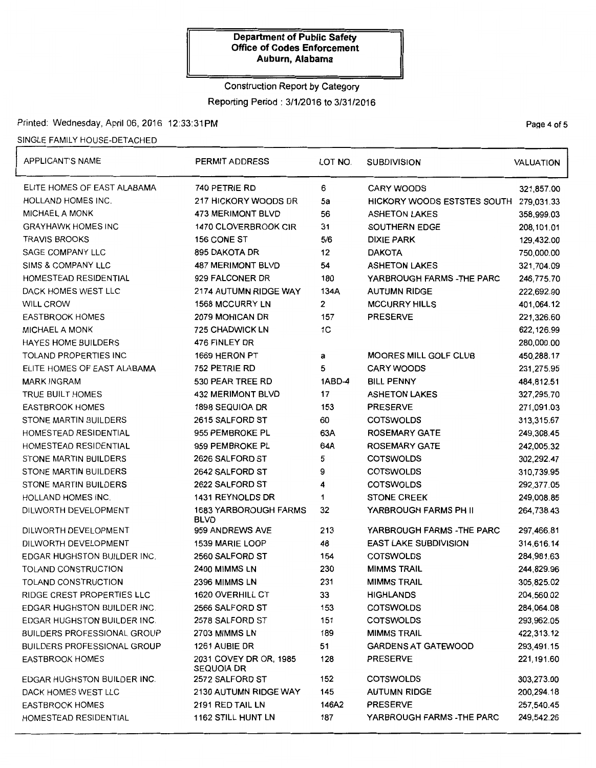**Department of Public Safety**
**Office of Codes Enforcement**
**Auburn, Alabama**

Construction Report by Category

Reporting Period : 3/1/2016 to 3/31/2016

Printed: Wednesday, April 06, 2016 12:33:31PM

SINGLE FAMILY HOUSE-DETACHED

| APPLICANT'S NAME | PERMIT ADDRESS | LOT NO. | SUBDIVISION | VALUATION |
|---|---|---|---|---|
| ELITE HOMES OF EAST ALABAMA | 740 PETRIE RD | 6 | CARY WOODS | 321,857.00 |
| HOLLAND HOMES INC. | 217 HICKORY WOODS DR | 5a | HICKORY WOODS ESTSTES SOUTH | 279,031.33 |
| MICHAEL A MONK | 473 MERIMONT BLVD | 56 | ASHETON LAKES | 358,999.03 |
| GRAYHAWK HOMES INC | 1470 CLOVERBROOK CIR | 31 | SOUTHERN EDGE | 208,101.01 |
| TRAVIS BROOKS | 156 CONE ST | 5/6 | DIXIE PARK | 129,432.00 |
| SAGE COMPANY LLC | 895 DAKOTA DR | 12 | DAKOTA | 750,000.00 |
| SIMS & COMPANY LLC | 487 MERIMONT BLVD | 54 | ASHETON LAKES | 321,704.09 |
| HOMESTEAD RESIDENTIAL | 929 FALCONER DR | 180 | YARBROUGH FARMS -THE PARC | 246,775.70 |
| DACK HOMES WEST LLC | 2174 AUTUMN RIDGE WAY | 134A | AUTUMN RIDGE | 222,692.90 |
| WILL CROW | 1568 MCCURRY LN | 2 | MCCURRY HILLS | 401,064.12 |
| EASTBROOK HOMES | 2079 MOHICAN DR | 157 | PRESERVE | 221,326.60 |
| MICHAEL A MONK | 725 CHADWICK LN | 1C | | 622,126.99 |
| HAYES HOME BUILDERS | 476 FINLEY DR | | | 280,000.00 |
| TOLAND PROPERTIES INC | 1669 HERON PT | a | MOORES MILL GOLF CLUB | 450,288.17 |
| ELITE HOMES OF EAST ALABAMA | 752 PETRIE RD | 5 | CARY WOODS | 231,275.95 |
| MARK INGRAM | 530 PEAR TREE RD | 1ABD-4 | BILL PENNY | 484,812.51 |
| TRUE BUILT HOMES | 432 MERIMONT BLVD | 17 | ASHETON LAKES | 327,295.70 |
| EASTBROOK HOMES | 1898 SEQUIOA DR | 153 | PRESERVE | 271,091.03 |
| STONE MARTIN BUILDERS | 2615 SALFORD ST | 60 | COTSWOLDS | 313,315.67 |
| HOMESTEAD RESIDENTIAL | 955 PEMBROKE PL | 63A | ROSEMARY GATE | 249,308.45 |
| HOMESTEAD RESIDENTIAL | 959 PEMBROKE PL | 64A | ROSEMARY GATE | 242,005.32 |
| STONE MARTIN BUILDERS | 2626 SALFORD ST | 5 | COTSWOLDS | 302,292.47 |
| STONE MARTIN BUILDERS | 2642 SALFORD ST | 9 | COTSWOLDS | 310,739.95 |
| STONE MARTIN BUILDERS | 2622 SALFORD ST | 4 | COTSWOLDS | 292,377.05 |
| HOLLAND HOMES INC. | 1431 REYNOLDS DR | 1 | STONE CREEK | 249,008.85 |
| DILWORTH DEVELOPMENT | 1683 YARBOROUGH FARMS BLVD | 32 | YARBROUGH FARMS PH II | 264,738.43 |
| DILWORTH DEVELOPMENT | 959 ANDREWS AVE | 213 | YARBROUGH FARMS -THE PARC | 297,466.81 |
| DILWORTH DEVELOPMENT | 1539 MARIE LOOP | 48 | EAST LAKE SUBDIVISION | 314,616.14 |
| EDGAR HUGHSTON BUILDER INC. | 2560 SALFORD ST | 154 | COTSWOLDS | 284,981.63 |
| TOLAND CONSTRUCTION | 2400 MIMMS LN | 230 | MIMMS TRAIL | 244,829.96 |
| TOLAND CONSTRUCTION | 2396 MIMMS LN | 231 | MIMMS TRAIL | 305,825.02 |
| RIDGE CREST PROPERTIES LLC | 1620 OVERHILL CT | 33 | HIGHLANDS | 204,560.02 |
| EDGAR HUGHSTON BUILDER INC. | 2566 SALFORD ST | 153 | COTSWOLDS | 284,064.08 |
| EDGAR HUGHSTON BUILDER INC. | 2578 SALFORD ST | 151 | COTSWOLDS | 293,962.05 |
| BUILDERS PROFESSIONAL GROUP | 2703 MIMMS LN | 189 | MIMMS TRAIL | 422,313.12 |
| BUILDERS PROFESSIONAL GROUP | 1261 AUBIE DR | 51 | GARDENS AT GATEWOOD | 293,491.15 |
| EASTBROOK HOMES | 2031 COVEY DR OR, 1985 SEQUOIA DR | 128 | PRESERVE | 221,191.60 |
| EDGAR HUGHSTON BUILDER INC. | 2572 SALFORD ST | 152 | COTSWOLDS | 303,273.00 |
| DACK HOMES WEST LLC | 2130 AUTUMN RIDGE WAY | 145 | AUTUMN RIDGE | 200,294.18 |
| EASTBROOK HOMES | 2191 RED TAIL LN | 146A2 | PRESERVE | 257,540.45 |
| HOMESTEAD RESIDENTIAL | 1162 STILL HUNT LN | 187 | YARBROUGH FARMS -THE PARC | 249,542.26 |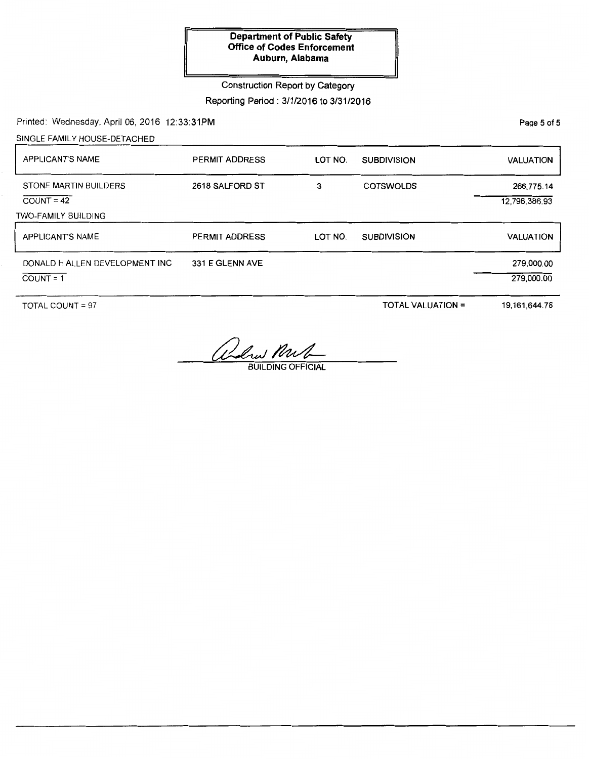**Department of Public Safety**
**Office of Codes Enforcement**
**Auburn, Alabama**

Construction Report by Category

Reporting Period : 3/1/2016 to 3/31/2016

Printed: Wednesday, April 06, 2016 12:33:31PM

SINGLE FAMILY HOUSE-DETACHED

| APPLICANT'S NAME | PERMIT ADDRESS | LOT NO. | SUBDIVISION | VALUATION |
|---|---|---|---|---|
| STONE MARTIN BUILDERS | 2618 SALFORD ST | 3 | COTSWOLDS | 266,775.14 |
| COUNT = 42 | | | | 12,796,386.93 |

TWO-FAMILY BUILDING

| APPLICANT'S NAME | PERMIT ADDRESS | LOT NO. | SUBDIVISION | VALUATION |
|---|---|---|---|---|
| DONALD H ALLEN DEVELOPMENT INC | 331 E GLENN AVE | | | 279,000.00 |
| COUNT = 1 | | | | 279,000.00 |

TOTAL COUNT = 97 | TOTAL VALUATION = 19,161,644.78

BUILDING OFFICIAL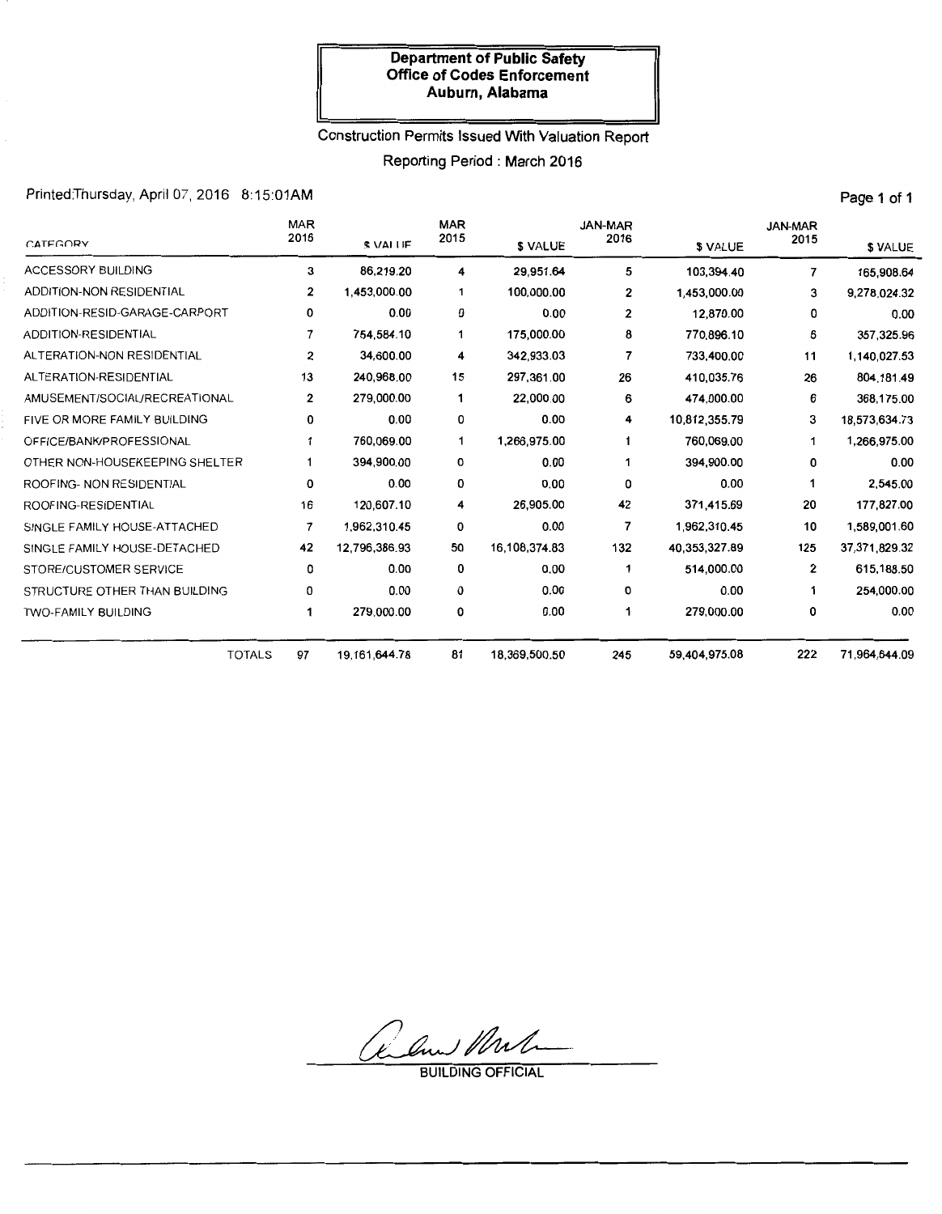**Department of Public Safety**
**Office of Codes Enforcement**
**Auburn, Alabama**

Construction Permits Issued With Valuation Report

Reporting Period : March 2016

Printed:Thursday, April 07, 2016 8:15:01AM

| CATEGORY | MAR 2016 | $ VALUE | MAR 2015 | $ VALUE | JAN-MAR 2016 | $ VALUE | JAN-MAR 2015 | $ VALUE |
|---|---|---|---|---|---|---|---|---|
| ACCESSORY BUILDING | 3 | 86,219.20 | 4 | 29,951.64 | 5 | 103,394.40 | 7 | 165,908.64 |
| ADDITION-NON RESIDENTIAL | 2 | 1,453,000.00 | 1 | 100,000.00 | 2 | 1,453,000.00 | 3 | 9,278,024.32 |
| ADDITION-RESID-GARAGE-CARPORT | 0 | 0.00 | 0 | 0.00 | 2 | 12,870.00 | 0 | 0.00 |
| ADDITION-RESIDENTIAL | 7 | 754,584.10 | 1 | 175,000.00 | 8 | 770,896.10 | 6 | 357,325.96 |
| ALTERATION-NON RESIDENTIAL | 2 | 34,600.00 | 4 | 342,933.03 | 7 | 733,400.00 | 11 | 1,140,027.53 |
| ALTERATION-RESIDENTIAL | 13 | 240,968.00 | 15 | 297,361.00 | 26 | 410,035.76 | 26 | 804,181.49 |
| AMUSEMENT/SOCIAL/RECREATIONAL | 2 | 279,000.00 | 1 | 22,000.00 | 6 | 474,000.00 | 6 | 368,175.00 |
| FIVE OR MORE FAMILY BUILDING | 0 | 0.00 | 0 | 0.00 | 4 | 10,812,355.79 | 3 | 18,573,634.73 |
| OFFICE/BANK/PROFESSIONAL | 1 | 760,069.00 | 1 | 1,266,975.00 | 1 | 760,069.00 | 1 | 1,266,975.00 |
| OTHER NON-HOUSEKEEPING SHELTER | 1 | 394,900.00 | 0 | 0.00 | 1 | 394,900.00 | 0 | 0.00 |
| ROOFING- NON RESIDENTIAL | 0 | 0.00 | 0 | 0.00 | 0 | 0.00 | 1 | 2,545.00 |
| ROOFING-RESIDENTIAL | 16 | 120,607.10 | 4 | 26,905.00 | 42 | 371,415.69 | 20 | 177,827.00 |
| SINGLE FAMILY HOUSE-ATTACHED | 7 | 1,962,310.45 | 0 | 0.00 | 7 | 1,962,310.45 | 10 | 1,589,001.60 |
| SINGLE FAMILY HOUSE-DETACHED | 42 | 12,796,386.93 | 50 | 16,108,374.83 | 132 | 40,353,327.89 | 125 | 37,371,829.32 |
| STORE/CUSTOMER SERVICE | 0 | 0.00 | 0 | 0.00 | 1 | 514,000.00 | 2 | 615,188.50 |
| STRUCTURE OTHER THAN BUILDING | 0 | 0.00 | 0 | 0.00 | 0 | 0.00 | 1 | 254,000.00 |
| TWO-FAMILY BUILDING | 1 | 279,000.00 | 0 | 0.00 | 1 | 279,000.00 | 0 | 0.00 |
| TOTALS | 97 | 19,161,644.78 | 81 | 18,369,500.50 | 245 | 59,404,975.08 | 222 | 71,964,644.09 |

BUILDING OFFICIAL